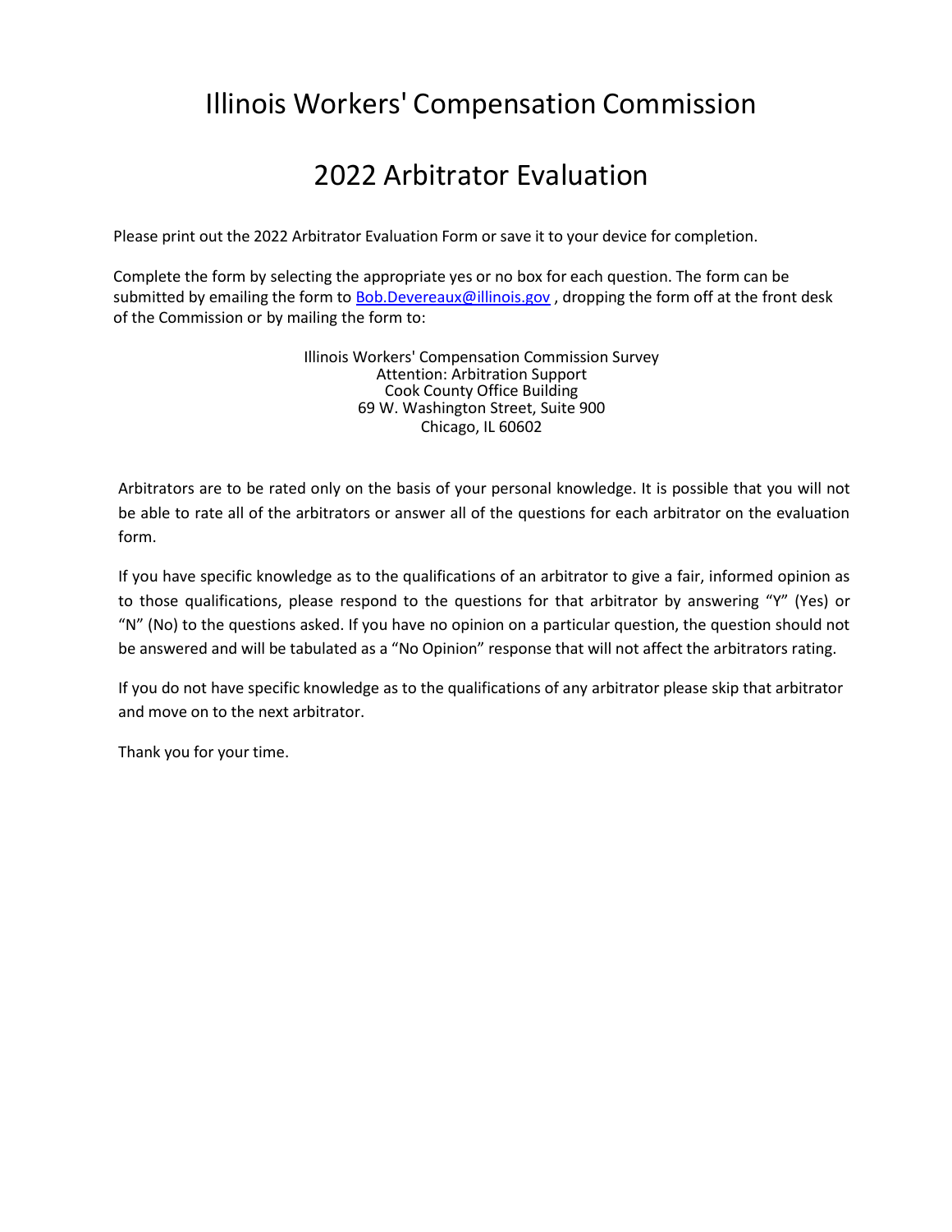# Illinois Workers' Compensation Commission

## 2022 Arbitrator Evaluation

Please print out the 2022 Arbitrator Evaluation Form or save it to your device for completion.

Complete the form by selecting the appropriate yes or no box for each question. The form can be submitted by emailing the form to [Bob.Devereaux@illinois.gov](mailto:Bob.Devereaux@illinois.gov) , dropping the form off at the front desk of the Commission or by mailing the form to:

Illinois Workers' Compensation Commission Survey
Attention: Arbitration Support
Cook County Office Building
69 W. Washington Street, Suite 900
Chicago, IL 60602

Arbitrators are to be rated only on the basis of your personal knowledge. It is possible that you will not be able to rate all of the arbitrators or answer all of the questions for each arbitrator on the evaluation form.

If you have specific knowledge as to the qualifications of an arbitrator to give a fair, informed opinion as to those qualifications, please respond to the questions for that arbitrator by answering "Y" (Yes) or "N" (No) to the questions asked. If you have no opinion on a particular question, the question should not be answered and will be tabulated as a "No Opinion" response that will not affect the arbitrators rating.

If you do not have specific knowledge as to the qualifications of any arbitrator please skip that arbitrator and move on to the next arbitrator.

Thank you for your time.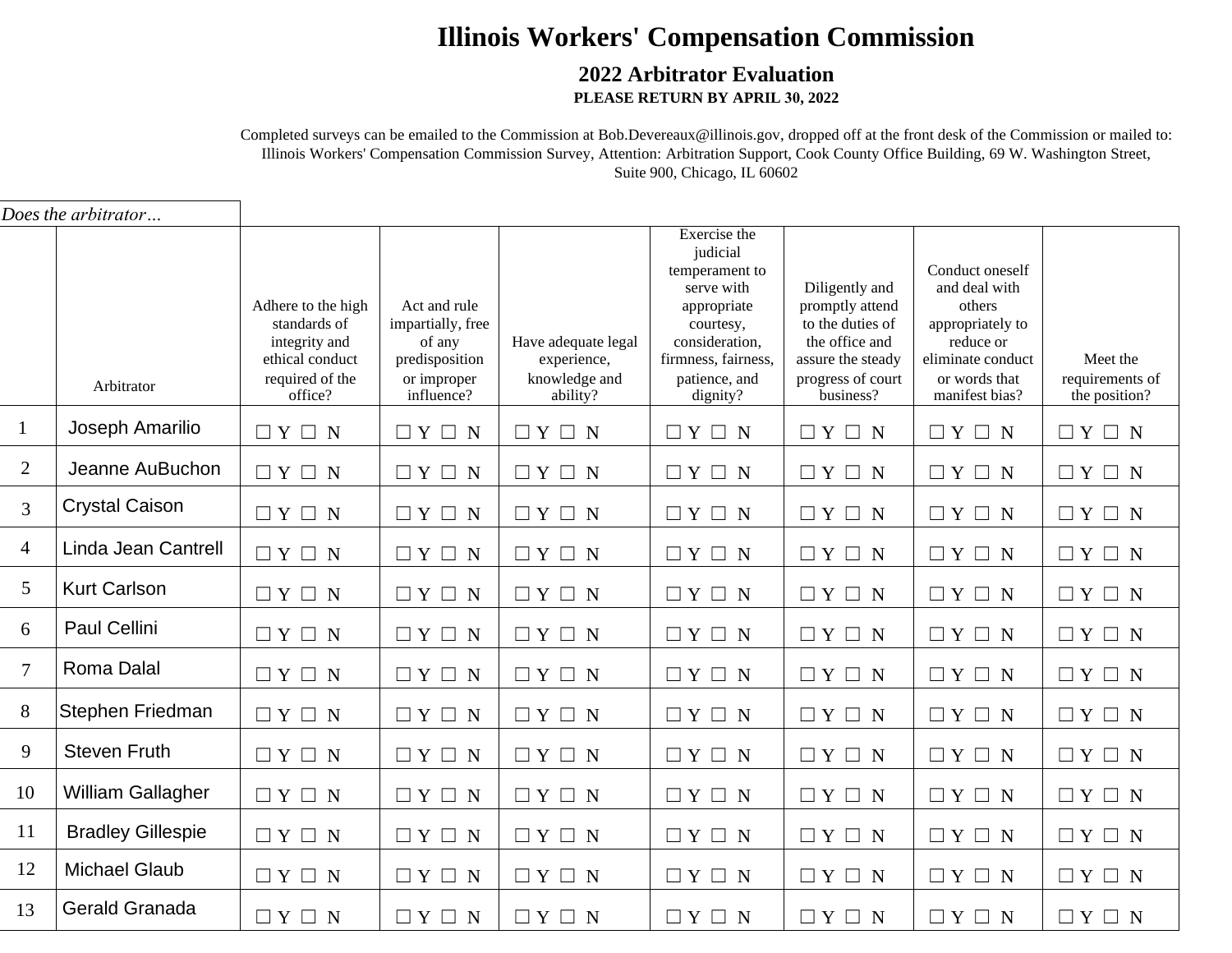# Illinois Workers' Compensation Commission

## 2022 Arbitrator Evaluation

**PLEASE RETURN BY APRIL 30, 2022**

Completed surveys can be emailed to the Commission at Bob.Devereaux@illinois.gov, dropped off at the front desk of the Commission or mailed to: Illinois Workers' Compensation Commission Survey, Attention: Arbitration Support, Cook County Office Building, 69 W. Washington Street, Suite 900, Chicago, IL 60602

*Does the arbitrator…*

| | Arbitrator | Adhere to the high standards of integrity and ethical conduct required of the office? | Act and rule impartially, free of any predisposition or improper influence? | Have adequate legal experience, knowledge and ability? | Exercise the judicial temperament to serve with appropriate courtesy, consideration, firmness, fairness, patience, and dignity? | Diligently and promptly attend to the duties of the office and assure the steady progress of court business? | Conduct oneself and deal with others appropriately to reduce or eliminate conduct or words that manifest bias? | Meet the requirements of the position? |
|---|---|---|---|---|---|---|---|---|
| 1 | Joseph Amarilio | ☐ Y ☐ N | ☐ Y ☐ N | ☐ Y ☐ N | ☐ Y ☐ N | ☐ Y ☐ N | ☐ Y ☐ N | ☐ Y ☐ N |
| 2 | Jeanne AuBuchon | ☐ Y ☐ N | ☐ Y ☐ N | ☐ Y ☐ N | ☐ Y ☐ N | ☐ Y ☐ N | ☐ Y ☐ N | ☐ Y ☐ N |
| 3 | Crystal Caison | ☐ Y ☐ N | ☐ Y ☐ N | ☐ Y ☐ N | ☐ Y ☐ N | ☐ Y ☐ N | ☐ Y ☐ N | ☐ Y ☐ N |
| 4 | Linda Jean Cantrell | ☐ Y ☐ N | ☐ Y ☐ N | ☐ Y ☐ N | ☐ Y ☐ N | ☐ Y ☐ N | ☐ Y ☐ N | ☐ Y ☐ N |
| 5 | Kurt Carlson | ☐ Y ☐ N | ☐ Y ☐ N | ☐ Y ☐ N | ☐ Y ☐ N | ☐ Y ☐ N | ☐ Y ☐ N | ☐ Y ☐ N |
| 6 | Paul Cellini | ☐ Y ☐ N | ☐ Y ☐ N | ☐ Y ☐ N | ☐ Y ☐ N | ☐ Y ☐ N | ☐ Y ☐ N | ☐ Y ☐ N |
| 7 | Roma Dalal | ☐ Y ☐ N | ☐ Y ☐ N | ☐ Y ☐ N | ☐ Y ☐ N | ☐ Y ☐ N | ☐ Y ☐ N | ☐ Y ☐ N |
| 8 | Stephen Friedman | ☐ Y ☐ N | ☐ Y ☐ N | ☐ Y ☐ N | ☐ Y ☐ N | ☐ Y ☐ N | ☐ Y ☐ N | ☐ Y ☐ N |
| 9 | Steven Fruth | ☐ Y ☐ N | ☐ Y ☐ N | ☐ Y ☐ N | ☐ Y ☐ N | ☐ Y ☐ N | ☐ Y ☐ N | ☐ Y ☐ N |
| 10 | William Gallagher | ☐ Y ☐ N | ☐ Y ☐ N | ☐ Y ☐ N | ☐ Y ☐ N | ☐ Y ☐ N | ☐ Y ☐ N | ☐ Y ☐ N |
| 11 | Bradley Gillespie | ☐ Y ☐ N | ☐ Y ☐ N | ☐ Y ☐ N | ☐ Y ☐ N | ☐ Y ☐ N | ☐ Y ☐ N | ☐ Y ☐ N |
| 12 | Michael Glaub | ☐ Y ☐ N | ☐ Y ☐ N | ☐ Y ☐ N | ☐ Y ☐ N | ☐ Y ☐ N | ☐ Y ☐ N | ☐ Y ☐ N |
| 13 | Gerald Granada | ☐ Y ☐ N | ☐ Y ☐ N | ☐ Y ☐ N | ☐ Y ☐ N | ☐ Y ☐ N | ☐ Y ☐ N | ☐ Y ☐ N |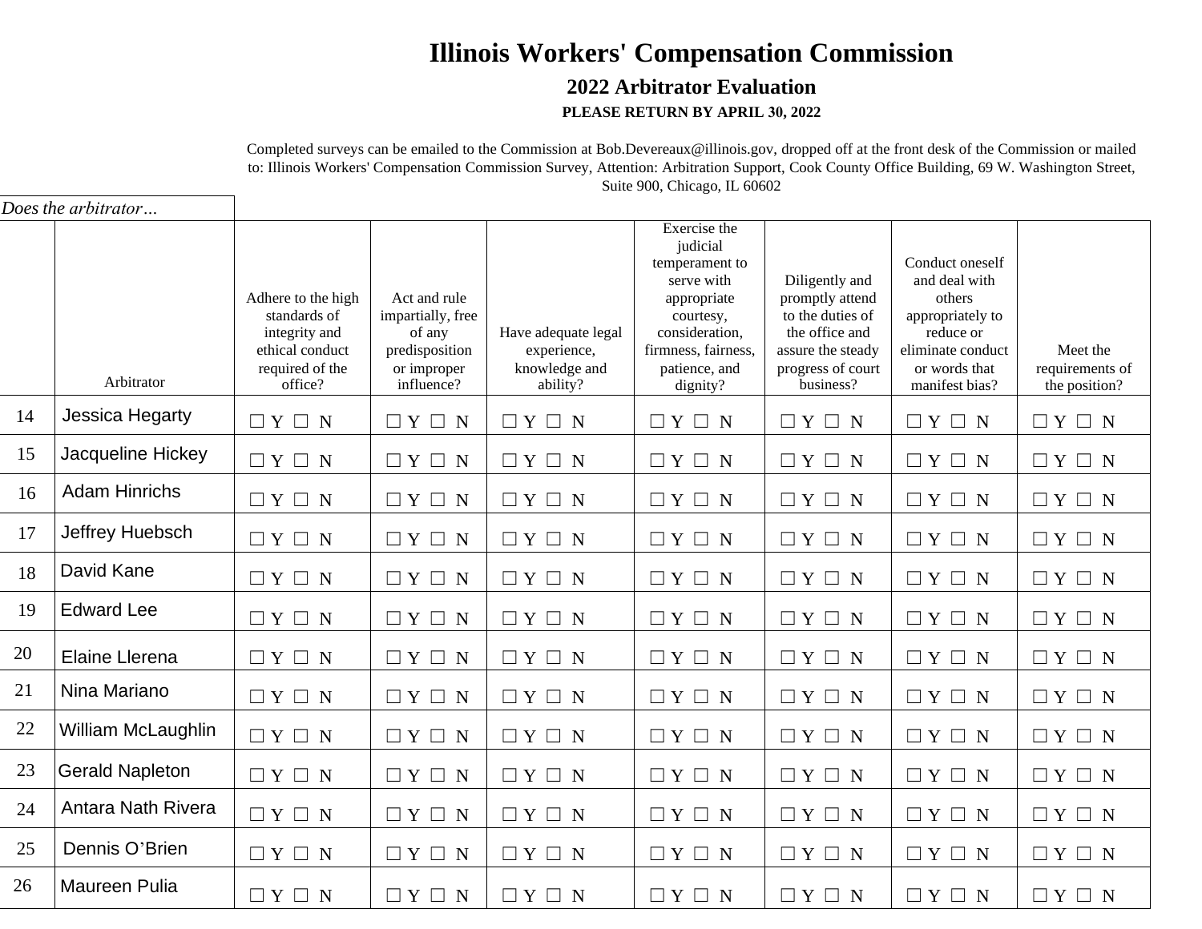# Illinois Workers' Compensation Commission

## 2022 Arbitrator Evaluation

**PLEASE RETURN BY APRIL 30, 2022**

Completed surveys can be emailed to the Commission at Bob.Devereaux@illinois.gov, dropped off at the front desk of the Commission or mailed to: Illinois Workers' Compensation Commission Survey, Attention: Arbitration Support, Cook County Office Building, 69 W. Washington Street, Suite 900, Chicago, IL 60602

*Does the arbitrator…*

| | Arbitrator | Adhere to the high standards of integrity and ethical conduct required of the office? | Act and rule impartially, free of any predisposition or improper influence? | Have adequate legal experience, knowledge and ability? | Exercise the judicial temperament to serve with appropriate courtesy, consideration, firmness, fairness, patience, and dignity? | Diligently and promptly attend to the duties of the office and assure the steady progress of court business? | Conduct oneself and deal with others appropriately to reduce or eliminate conduct or words that manifest bias? | Meet the requirements of the position? |
|---|---|---|---|---|---|---|---|---|
| 14 | Jessica Hegarty | ☐ Y ☐ N | ☐ Y ☐ N | ☐ Y ☐ N | ☐ Y ☐ N | ☐ Y ☐ N | ☐ Y ☐ N | ☐ Y ☐ N |
| 15 | Jacqueline Hickey | ☐ Y ☐ N | ☐ Y ☐ N | ☐ Y ☐ N | ☐ Y ☐ N | ☐ Y ☐ N | ☐ Y ☐ N | ☐ Y ☐ N |
| 16 | Adam Hinrichs | ☐ Y ☐ N | ☐ Y ☐ N | ☐ Y ☐ N | ☐ Y ☐ N | ☐ Y ☐ N | ☐ Y ☐ N | ☐ Y ☐ N |
| 17 | Jeffrey Huebsch | ☐ Y ☐ N | ☐ Y ☐ N | ☐ Y ☐ N | ☐ Y ☐ N | ☐ Y ☐ N | ☐ Y ☐ N | ☐ Y ☐ N |
| 18 | David Kane | ☐ Y ☐ N | ☐ Y ☐ N | ☐ Y ☐ N | ☐ Y ☐ N | ☐ Y ☐ N | ☐ Y ☐ N | ☐ Y ☐ N |
| 19 | Edward Lee | ☐ Y ☐ N | ☐ Y ☐ N | ☐ Y ☐ N | ☐ Y ☐ N | ☐ Y ☐ N | ☐ Y ☐ N | ☐ Y ☐ N |
| 20 | Elaine Llerena | ☐ Y ☐ N | ☐ Y ☐ N | ☐ Y ☐ N | ☐ Y ☐ N | ☐ Y ☐ N | ☐ Y ☐ N | ☐ Y ☐ N |
| 21 | Nina Mariano | ☐ Y ☐ N | ☐ Y ☐ N | ☐ Y ☐ N | ☐ Y ☐ N | ☐ Y ☐ N | ☐ Y ☐ N | ☐ Y ☐ N |
| 22 | William McLaughlin | ☐ Y ☐ N | ☐ Y ☐ N | ☐ Y ☐ N | ☐ Y ☐ N | ☐ Y ☐ N | ☐ Y ☐ N | ☐ Y ☐ N |
| 23 | Gerald Napleton | ☐ Y ☐ N | ☐ Y ☐ N | ☐ Y ☐ N | ☐ Y ☐ N | ☐ Y ☐ N | ☐ Y ☐ N | ☐ Y ☐ N |
| 24 | Antara Nath Rivera | ☐ Y ☐ N | ☐ Y ☐ N | ☐ Y ☐ N | ☐ Y ☐ N | ☐ Y ☐ N | ☐ Y ☐ N | ☐ Y ☐ N |
| 25 | Dennis O'Brien | ☐ Y ☐ N | ☐ Y ☐ N | ☐ Y ☐ N | ☐ Y ☐ N | ☐ Y ☐ N | ☐ Y ☐ N | ☐ Y ☐ N |
| 26 | Maureen Pulia | ☐ Y ☐ N | ☐ Y ☐ N | ☐ Y ☐ N | ☐ Y ☐ N | ☐ Y ☐ N | ☐ Y ☐ N | ☐ Y ☐ N |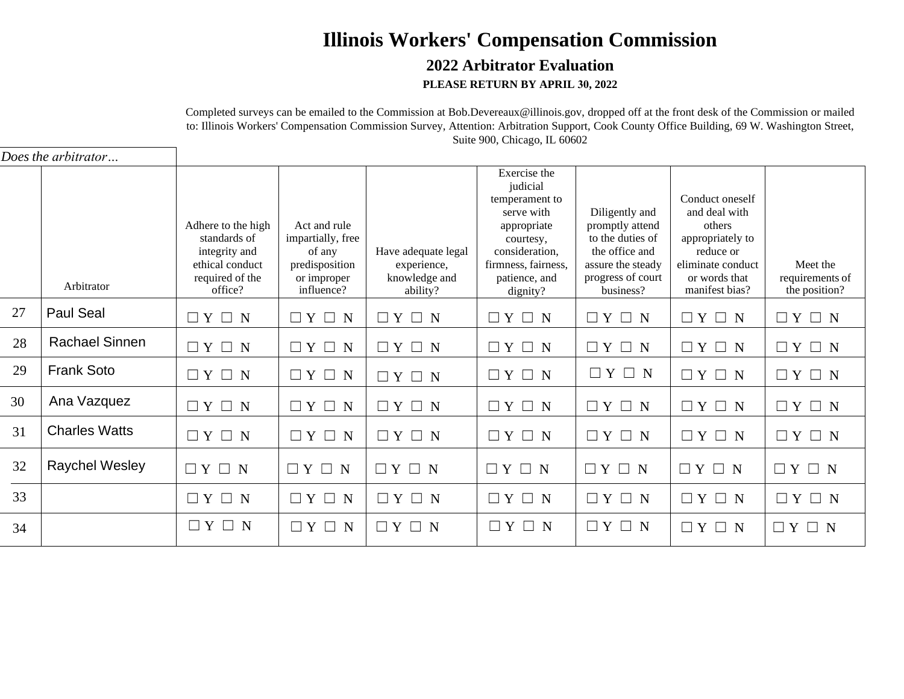# Illinois Workers' Compensation Commission

## 2022 Arbitrator Evaluation

**PLEASE RETURN BY APRIL 30, 2022**

Completed surveys can be emailed to the Commission at Bob.Devereaux@illinois.gov, dropped off at the front desk of the Commission or mailed to: Illinois Workers' Compensation Commission Survey, Attention: Arbitration Support, Cook County Office Building, 69 W. Washington Street, Suite 900, Chicago, IL 60602

*Does the arbitrator…*

| | Arbitrator | Adhere to the high standards of integrity and ethical conduct required of the office? | Act and rule impartially, free of any predisposition or improper influence? | Have adequate legal experience, knowledge and ability? | Exercise the judicial temperament to serve with appropriate courtesy, consideration, firmness, fairness, patience, and dignity? | Diligently and promptly attend to the duties of the office and assure the steady progress of court business? | Conduct oneself and deal with others appropriately to reduce or eliminate conduct or words that manifest bias? | Meet the requirements of the position? |
|---|---|---|---|---|---|---|---|---|
| 27 | Paul Seal | ☐ Y ☐ N | ☐ Y ☐ N | ☐ Y ☐ N | ☐ Y ☐ N | ☐ Y ☐ N | ☐ Y ☐ N | ☐ Y ☐ N |
| 28 | Rachael Sinnen | ☐ Y ☐ N | ☐ Y ☐ N | ☐ Y ☐ N | ☐ Y ☐ N | ☐ Y ☐ N | ☐ Y ☐ N | ☐ Y ☐ N |
| 29 | Frank Soto | ☐ Y ☐ N | ☐ Y ☐ N | ☐ Y ☐ N | ☐ Y ☐ N | ☐ Y ☐ N | ☐ Y ☐ N | ☐ Y ☐ N |
| 30 | Ana Vazquez | ☐ Y ☐ N | ☐ Y ☐ N | ☐ Y ☐ N | ☐ Y ☐ N | ☐ Y ☐ N | ☐ Y ☐ N | ☐ Y ☐ N |
| 31 | Charles Watts | ☐ Y ☐ N | ☐ Y ☐ N | ☐ Y ☐ N | ☐ Y ☐ N | ☐ Y ☐ N | ☐ Y ☐ N | ☐ Y ☐ N |
| 32 | Raychel Wesley | ☐ Y ☐ N | ☐ Y ☐ N | ☐ Y ☐ N | ☐ Y ☐ N | ☐ Y ☐ N | ☐ Y ☐ N | ☐ Y ☐ N |
| 33 | | ☐ Y ☐ N | ☐ Y ☐ N | ☐ Y ☐ N | ☐ Y ☐ N | ☐ Y ☐ N | ☐ Y ☐ N | ☐ Y ☐ N |
| 34 | | ☐ Y ☐ N | ☐ Y ☐ N | ☐ Y ☐ N | ☐ Y ☐ N | ☐ Y ☐ N | ☐ Y ☐ N | ☐ Y ☐ N |